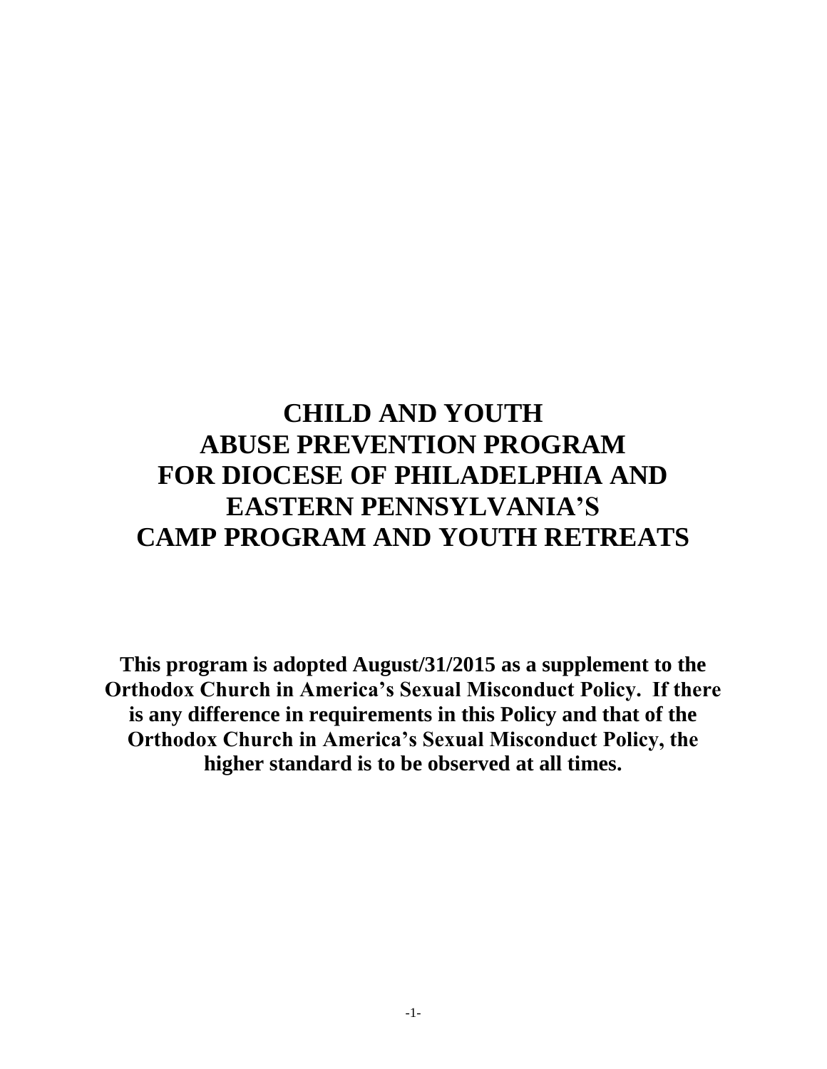# CHILD AND YOUTH ABUSE PREVENTION PROGRAM FOR DIOCESE OF PHILADELPHIA AND EASTERN PENNSYLVANIA'S CAMP PROGRAM AND YOUTH RETREATS

**This program is adopted August/31/2015 as a supplement to the Orthodox Church in America's Sexual Misconduct Policy. If there is any difference in requirements in this Policy and that of the Orthodox Church in America's Sexual Misconduct Policy, the higher standard is to be observed at all times.**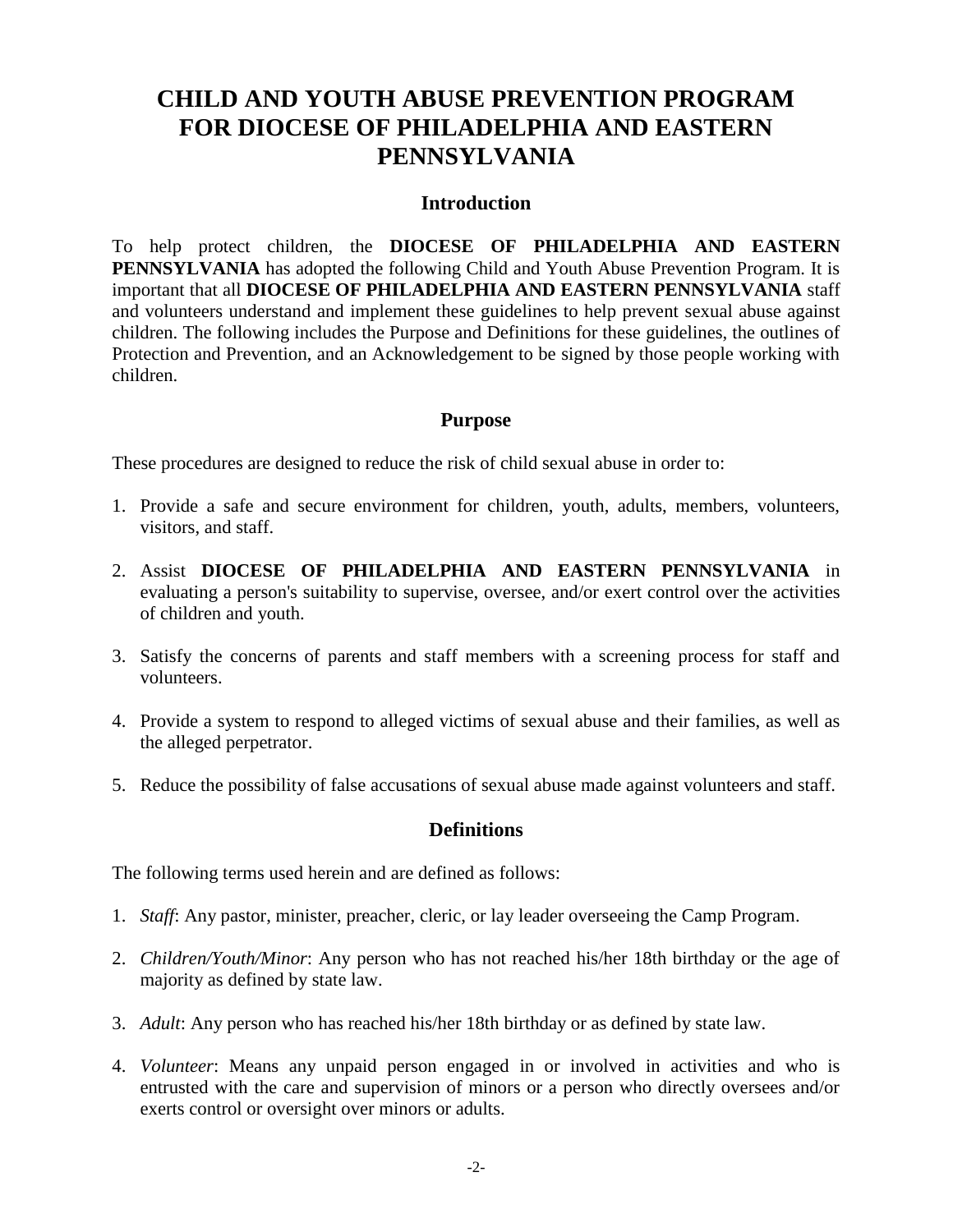# CHILD AND YOUTH ABUSE PREVENTION PROGRAM FOR DIOCESE OF PHILADELPHIA AND EASTERN PENNSYLVANIA

## Introduction

To help protect children, the **DIOCESE OF PHILADELPHIA AND EASTERN PENNSYLVANIA** has adopted the following Child and Youth Abuse Prevention Program. It is important that all **DIOCESE OF PHILADELPHIA AND EASTERN PENNSYLVANIA** staff and volunteers understand and implement these guidelines to help prevent sexual abuse against children. The following includes the Purpose and Definitions for these guidelines, the outlines of Protection and Prevention, and an Acknowledgement to be signed by those people working with children.

## Purpose

These procedures are designed to reduce the risk of child sexual abuse in order to:

1. Provide a safe and secure environment for children, youth, adults, members, volunteers, visitors, and staff.
2. Assist **DIOCESE OF PHILADELPHIA AND EASTERN PENNSYLVANIA** in evaluating a person's suitability to supervise, oversee, and/or exert control over the activities of children and youth.
3. Satisfy the concerns of parents and staff members with a screening process for staff and volunteers.
4. Provide a system to respond to alleged victims of sexual abuse and their families, as well as the alleged perpetrator.
5. Reduce the possibility of false accusations of sexual abuse made against volunteers and staff.

## Definitions

The following terms used herein and are defined as follows:

1. *Staff*: Any pastor, minister, preacher, cleric, or lay leader overseeing the Camp Program.
2. *Children/Youth/Minor*: Any person who has not reached his/her 18th birthday or the age of majority as defined by state law.
3. *Adult*: Any person who has reached his/her 18th birthday or as defined by state law.
4. *Volunteer*: Means any unpaid person engaged in or involved in activities and who is entrusted with the care and supervision of minors or a person who directly oversees and/or exerts control or oversight over minors or adults.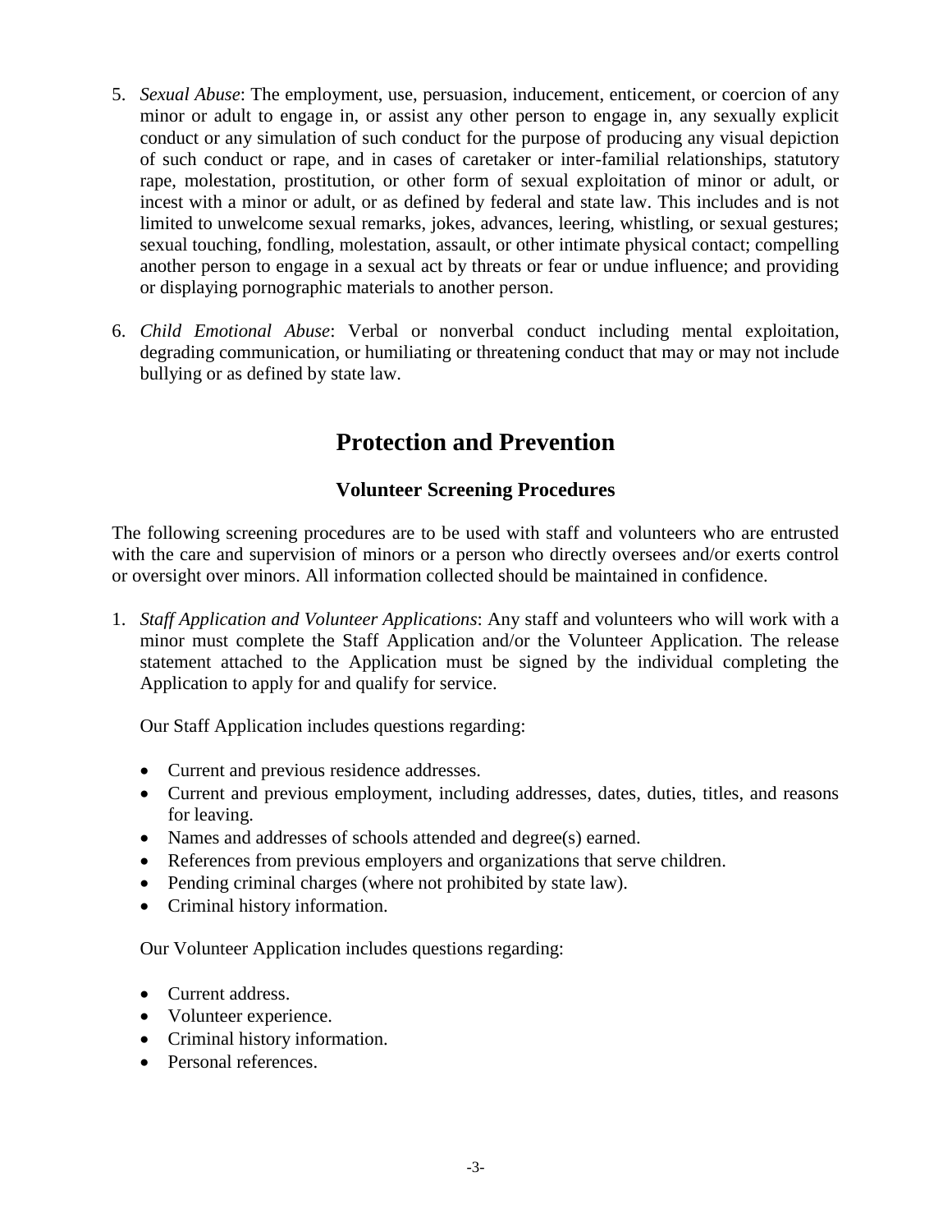5. *Sexual Abuse*: The employment, use, persuasion, inducement, enticement, or coercion of any minor or adult to engage in, or assist any other person to engage in, any sexually explicit conduct or any simulation of such conduct for the purpose of producing any visual depiction of such conduct or rape, and in cases of caretaker or inter-familial relationships, statutory rape, molestation, prostitution, or other form of sexual exploitation of minor or adult, or incest with a minor or adult, or as defined by federal and state law. This includes and is not limited to unwelcome sexual remarks, jokes, advances, leering, whistling, or sexual gestures; sexual touching, fondling, molestation, assault, or other intimate physical contact; compelling another person to engage in a sexual act by threats or fear or undue influence; and providing or displaying pornographic materials to another person.

6. *Child Emotional Abuse*: Verbal or nonverbal conduct including mental exploitation, degrading communication, or humiliating or threatening conduct that may or may not include bullying or as defined by state law.

# Protection and Prevention

## Volunteer Screening Procedures

The following screening procedures are to be used with staff and volunteers who are entrusted with the care and supervision of minors or a person who directly oversees and/or exerts control or oversight over minors. All information collected should be maintained in confidence.

1. *Staff Application and Volunteer Applications*: Any staff and volunteers who will work with a minor must complete the Staff Application and/or the Volunteer Application. The release statement attached to the Application must be signed by the individual completing the Application to apply for and qualify for service.

   Our Staff Application includes questions regarding:

   - Current and previous residence addresses.
   - Current and previous employment, including addresses, dates, duties, titles, and reasons for leaving.
   - Names and addresses of schools attended and degree(s) earned.
   - References from previous employers and organizations that serve children.
   - Pending criminal charges (where not prohibited by state law).
   - Criminal history information.

   Our Volunteer Application includes questions regarding:

   - Current address.
   - Volunteer experience.
   - Criminal history information.
   - Personal references.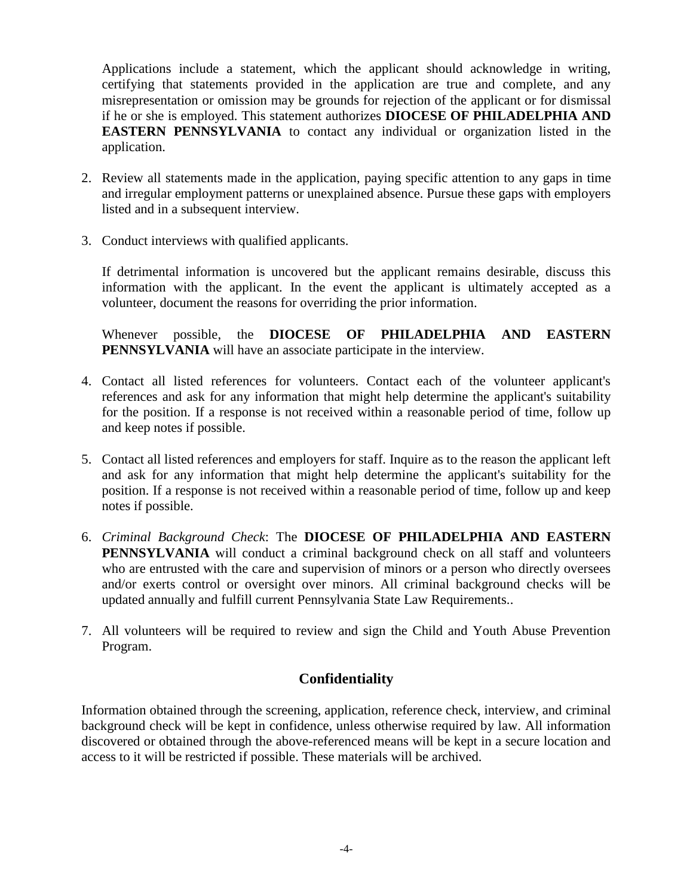Applications include a statement, which the applicant should acknowledge in writing, certifying that statements provided in the application are true and complete, and any misrepresentation or omission may be grounds for rejection of the applicant or for dismissal if he or she is employed. This statement authorizes **DIOCESE OF PHILADELPHIA AND EASTERN PENNSYLVANIA** to contact any individual or organization listed in the application.

2. Review all statements made in the application, paying specific attention to any gaps in time and irregular employment patterns or unexplained absence. Pursue these gaps with employers listed and in a subsequent interview.

3. Conduct interviews with qualified applicants.

   If detrimental information is uncovered but the applicant remains desirable, discuss this information with the applicant. In the event the applicant is ultimately accepted as a volunteer, document the reasons for overriding the prior information.

   Whenever possible, the **DIOCESE OF PHILADELPHIA AND EASTERN PENNSYLVANIA** will have an associate participate in the interview.

4. Contact all listed references for volunteers. Contact each of the volunteer applicant's references and ask for any information that might help determine the applicant's suitability for the position. If a response is not received within a reasonable period of time, follow up and keep notes if possible.

5. Contact all listed references and employers for staff. Inquire as to the reason the applicant left and ask for any information that might help determine the applicant's suitability for the position. If a response is not received within a reasonable period of time, follow up and keep notes if possible.

6. *Criminal Background Check*: The **DIOCESE OF PHILADELPHIA AND EASTERN PENNSYLVANIA** will conduct a criminal background check on all staff and volunteers who are entrusted with the care and supervision of minors or a person who directly oversees and/or exerts control or oversight over minors. All criminal background checks will be updated annually and fulfill current Pennsylvania State Law Requirements..

7. All volunteers will be required to review and sign the Child and Youth Abuse Prevention Program.

## Confidentiality

Information obtained through the screening, application, reference check, interview, and criminal background check will be kept in confidence, unless otherwise required by law. All information discovered or obtained through the above-referenced means will be kept in a secure location and access to it will be restricted if possible. These materials will be archived.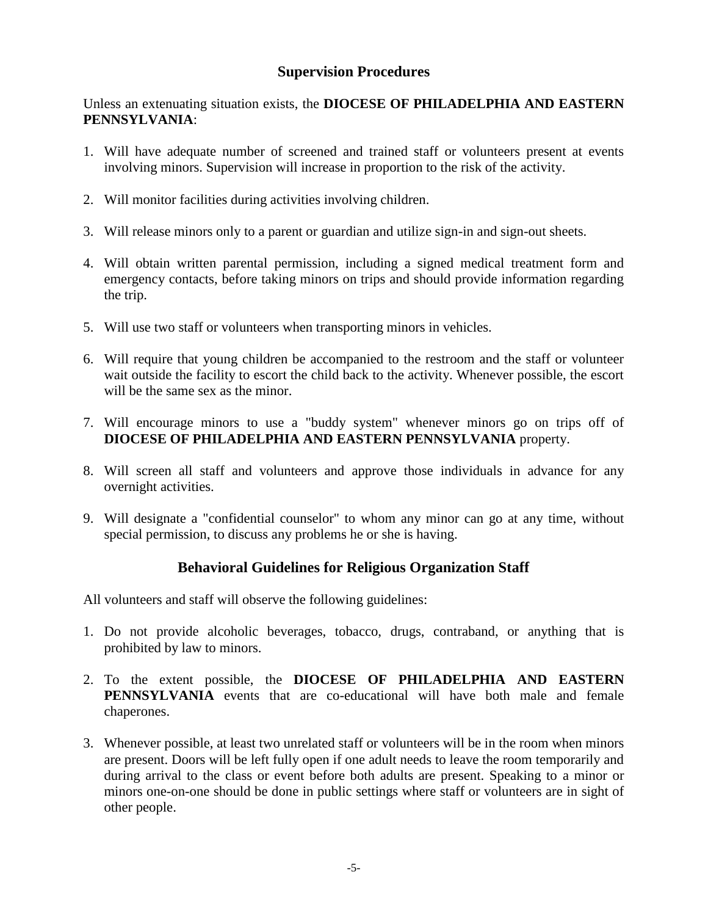## Supervision Procedures

Unless an extenuating situation exists, the **DIOCESE OF PHILADELPHIA AND EASTERN PENNSYLVANIA**:

1. Will have adequate number of screened and trained staff or volunteers present at events involving minors. Supervision will increase in proportion to the risk of the activity.

2. Will monitor facilities during activities involving children.

3. Will release minors only to a parent or guardian and utilize sign-in and sign-out sheets.

4. Will obtain written parental permission, including a signed medical treatment form and emergency contacts, before taking minors on trips and should provide information regarding the trip.

5. Will use two staff or volunteers when transporting minors in vehicles.

6. Will require that young children be accompanied to the restroom and the staff or volunteer wait outside the facility to escort the child back to the activity. Whenever possible, the escort will be the same sex as the minor.

7. Will encourage minors to use a "buddy system" whenever minors go on trips off of **DIOCESE OF PHILADELPHIA AND EASTERN PENNSYLVANIA** property.

8. Will screen all staff and volunteers and approve those individuals in advance for any overnight activities.

9. Will designate a "confidential counselor" to whom any minor can go at any time, without special permission, to discuss any problems he or she is having.

## Behavioral Guidelines for Religious Organization Staff

All volunteers and staff will observe the following guidelines:

1. Do not provide alcoholic beverages, tobacco, drugs, contraband, or anything that is prohibited by law to minors.

2. To the extent possible, the **DIOCESE OF PHILADELPHIA AND EASTERN PENNSYLVANIA** events that are co-educational will have both male and female chaperones.

3. Whenever possible, at least two unrelated staff or volunteers will be in the room when minors are present. Doors will be left fully open if one adult needs to leave the room temporarily and during arrival to the class or event before both adults are present. Speaking to a minor or minors one-on-one should be done in public settings where staff or volunteers are in sight of other people.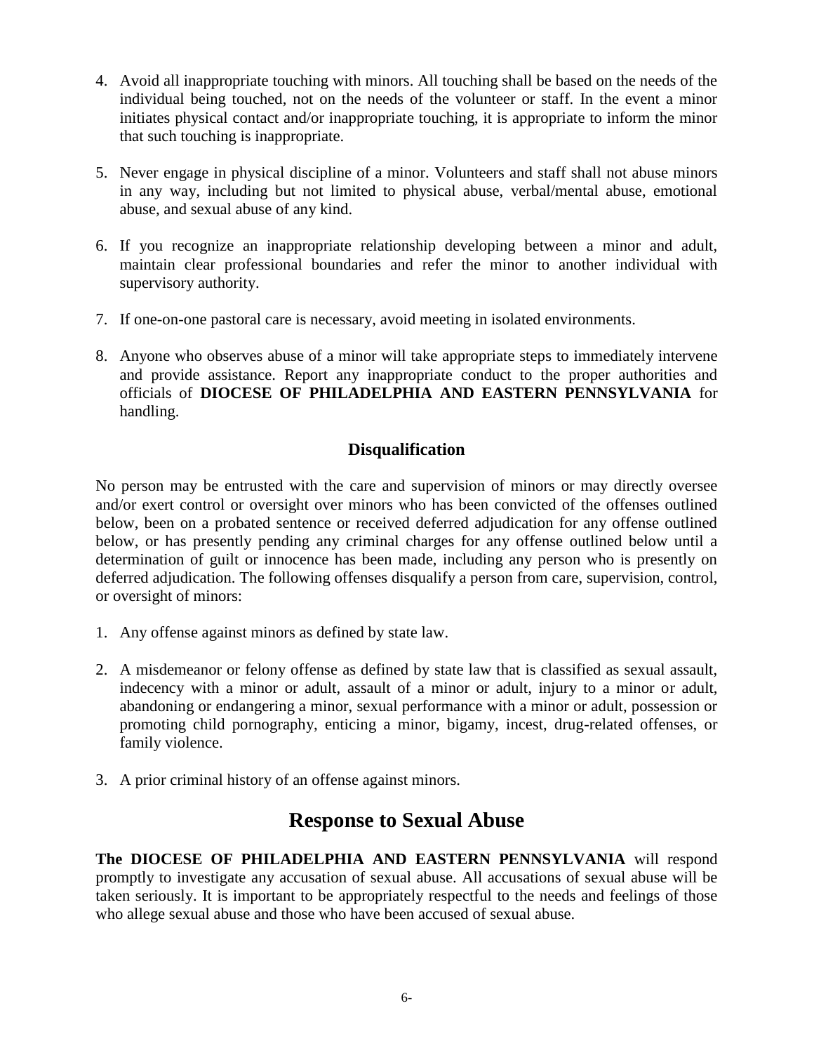4. Avoid all inappropriate touching with minors. All touching shall be based on the needs of the individual being touched, not on the needs of the volunteer or staff. In the event a minor initiates physical contact and/or inappropriate touching, it is appropriate to inform the minor that such touching is inappropriate.

5. Never engage in physical discipline of a minor. Volunteers and staff shall not abuse minors in any way, including but not limited to physical abuse, verbal/mental abuse, emotional abuse, and sexual abuse of any kind.

6. If you recognize an inappropriate relationship developing between a minor and adult, maintain clear professional boundaries and refer the minor to another individual with supervisory authority.

7. If one-on-one pastoral care is necessary, avoid meeting in isolated environments.

8. Anyone who observes abuse of a minor will take appropriate steps to immediately intervene and provide assistance. Report any inappropriate conduct to the proper authorities and officials of **DIOCESE OF PHILADELPHIA AND EASTERN PENNSYLVANIA** for handling.

### Disqualification

No person may be entrusted with the care and supervision of minors or may directly oversee and/or exert control or oversight over minors who has been convicted of the offenses outlined below, been on a probated sentence or received deferred adjudication for any offense outlined below, or has presently pending any criminal charges for any offense outlined below until a determination of guilt or innocence has been made, including any person who is presently on deferred adjudication. The following offenses disqualify a person from care, supervision, control, or oversight of minors:

1. Any offense against minors as defined by state law.

2. A misdemeanor or felony offense as defined by state law that is classified as sexual assault, indecency with a minor or adult, assault of a minor or adult, injury to a minor or adult, abandoning or endangering a minor, sexual performance with a minor or adult, possession or promoting child pornography, enticing a minor, bigamy, incest, drug-related offenses, or family violence.

3. A prior criminal history of an offense against minors.

## Response to Sexual Abuse

**The DIOCESE OF PHILADELPHIA AND EASTERN PENNSYLVANIA** will respond promptly to investigate any accusation of sexual abuse. All accusations of sexual abuse will be taken seriously. It is important to be appropriately respectful to the needs and feelings of those who allege sexual abuse and those who have been accused of sexual abuse.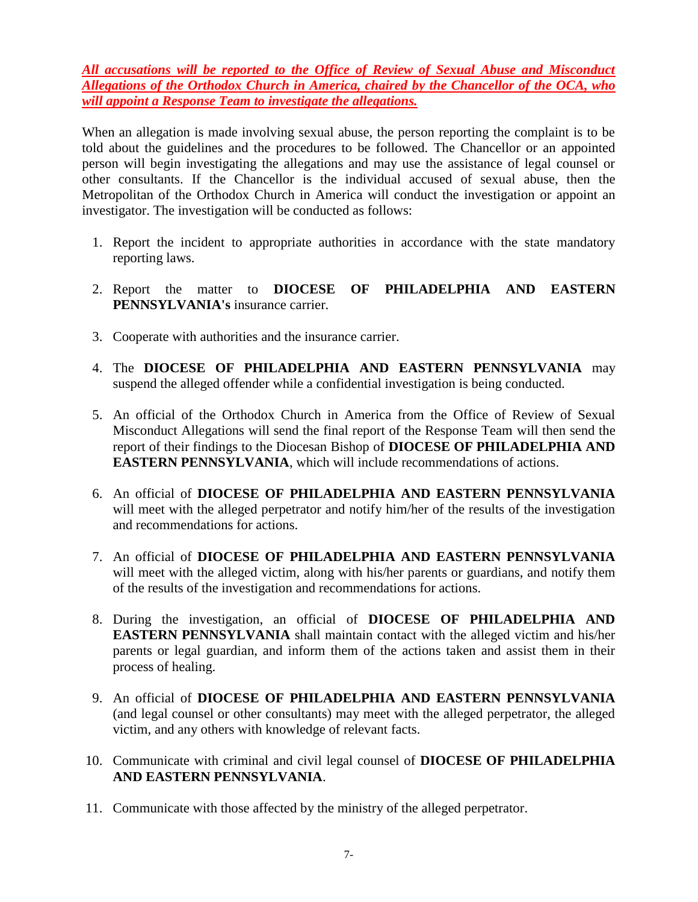***All accusations will be reported to the Office of Review of Sexual Abuse and Misconduct Allegations of the Orthodox Church in America, chaired by the Chancellor of the OCA, who will appoint a Response Team to investigate the allegations.***

When an allegation is made involving sexual abuse, the person reporting the complaint is to be told about the guidelines and the procedures to be followed. The Chancellor or an appointed person will begin investigating the allegations and may use the assistance of legal counsel or other consultants. If the Chancellor is the individual accused of sexual abuse, then the Metropolitan of the Orthodox Church in America will conduct the investigation or appoint an investigator. The investigation will be conducted as follows:

1. Report the incident to appropriate authorities in accordance with the state mandatory reporting laws.
2. Report the matter to **DIOCESE OF PHILADELPHIA AND EASTERN PENNSYLVANIA's** insurance carrier.
3. Cooperate with authorities and the insurance carrier.
4. The **DIOCESE OF PHILADELPHIA AND EASTERN PENNSYLVANIA** may suspend the alleged offender while a confidential investigation is being conducted.
5. An official of the Orthodox Church in America from the Office of Review of Sexual Misconduct Allegations will send the final report of the Response Team will then send the report of their findings to the Diocesan Bishop of **DIOCESE OF PHILADELPHIA AND EASTERN PENNSYLVANIA**, which will include recommendations of actions.
6. An official of **DIOCESE OF PHILADELPHIA AND EASTERN PENNSYLVANIA** will meet with the alleged perpetrator and notify him/her of the results of the investigation and recommendations for actions.
7. An official of **DIOCESE OF PHILADELPHIA AND EASTERN PENNSYLVANIA** will meet with the alleged victim, along with his/her parents or guardians, and notify them of the results of the investigation and recommendations for actions.
8. During the investigation, an official of **DIOCESE OF PHILADELPHIA AND EASTERN PENNSYLVANIA** shall maintain contact with the alleged victim and his/her parents or legal guardian, and inform them of the actions taken and assist them in their process of healing.
9. An official of **DIOCESE OF PHILADELPHIA AND EASTERN PENNSYLVANIA** (and legal counsel or other consultants) may meet with the alleged perpetrator, the alleged victim, and any others with knowledge of relevant facts.
10. Communicate with criminal and civil legal counsel of **DIOCESE OF PHILADELPHIA AND EASTERN PENNSYLVANIA**.
11. Communicate with those affected by the ministry of the alleged perpetrator.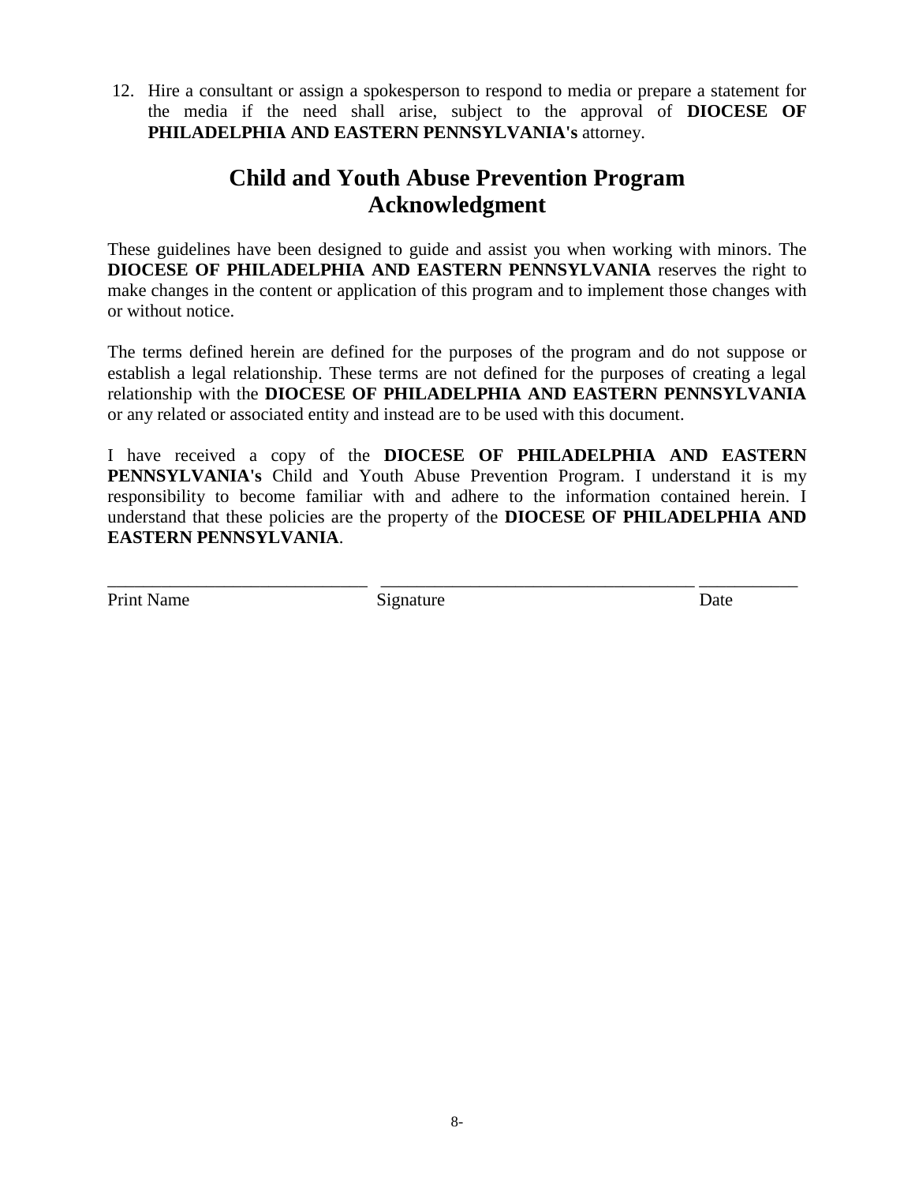12. Hire a consultant or assign a spokesperson to respond to media or prepare a statement for the media if the need shall arise, subject to the approval of **DIOCESE OF PHILADELPHIA AND EASTERN PENNSYLVANIA's** attorney.

## Child and Youth Abuse Prevention Program Acknowledgment

These guidelines have been designed to guide and assist you when working with minors. The **DIOCESE OF PHILADELPHIA AND EASTERN PENNSYLVANIA** reserves the right to make changes in the content or application of this program and to implement those changes with or without notice.

The terms defined herein are defined for the purposes of the program and do not suppose or establish a legal relationship. These terms are not defined for the purposes of creating a legal relationship with the **DIOCESE OF PHILADELPHIA AND EASTERN PENNSYLVANIA** or any related or associated entity and instead are to be used with this document.

I have received a copy of the **DIOCESE OF PHILADELPHIA AND EASTERN PENNSYLVANIA's** Child and Youth Abuse Prevention Program. I understand it is my responsibility to become familiar with and adhere to the information contained herein. I understand that these policies are the property of the **DIOCESE OF PHILADELPHIA AND EASTERN PENNSYLVANIA**.

| | | |
|---|---|---|
| ______________________________ | ____________________________________ | ___________ |
| Print Name | Signature | Date |